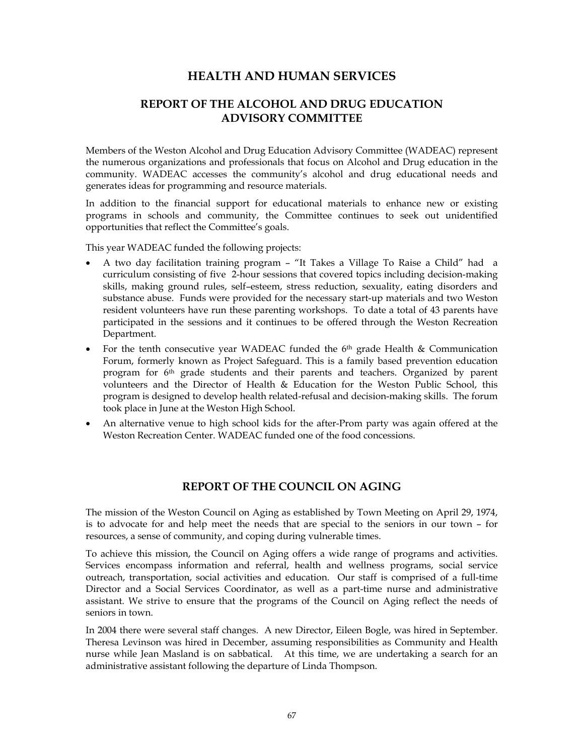# HEALTH AND HUMAN SERVICES

## REPORT OF THE ALCOHOL AND DRUG EDUCATION ADVISORY COMMITTEE

Members of the Weston Alcohol and Drug Education Advisory Committee (WADEAC) represent the numerous organizations and professionals that focus on Alcohol and Drug education in the community. WADEAC accesses the community's alcohol and drug educational needs and generates ideas for programming and resource materials.

In addition to the financial support for educational materials to enhance new or existing programs in schools and community, the Committee continues to seek out unidentified opportunities that reflect the Committee's goals.

This year WADEAC funded the following projects:

- A two day facilitation training program – "It Takes a Village To Raise a Child" had a curriculum consisting of five 2-hour sessions that covered topics including decision-making skills, making ground rules, self–esteem, stress reduction, sexuality, eating disorders and substance abuse. Funds were provided for the necessary start-up materials and two Weston resident volunteers have run these parenting workshops. To date a total of 43 parents have participated in the sessions and it continues to be offered through the Weston Recreation Department.
- For the tenth consecutive year WADEAC funded the 6th grade Health & Communication Forum, formerly known as Project Safeguard. This is a family based prevention education program for 6th grade students and their parents and teachers. Organized by parent volunteers and the Director of Health & Education for the Weston Public School, this program is designed to develop health related-refusal and decision-making skills. The forum took place in June at the Weston High School.
- An alternative venue to high school kids for the after-Prom party was again offered at the Weston Recreation Center. WADEAC funded one of the food concessions.

## REPORT OF THE COUNCIL ON AGING

The mission of the Weston Council on Aging as established by Town Meeting on April 29, 1974, is to advocate for and help meet the needs that are special to the seniors in our town – for resources, a sense of community, and coping during vulnerable times.

To achieve this mission, the Council on Aging offers a wide range of programs and activities. Services encompass information and referral, health and wellness programs, social service outreach, transportation, social activities and education. Our staff is comprised of a full-time Director and a Social Services Coordinator, as well as a part-time nurse and administrative assistant. We strive to ensure that the programs of the Council on Aging reflect the needs of seniors in town.

In 2004 there were several staff changes. A new Director, Eileen Bogle, was hired in September. Theresa Levinson was hired in December, assuming responsibilities as Community and Health nurse while Jean Masland is on sabbatical. At this time, we are undertaking a search for an administrative assistant following the departure of Linda Thompson.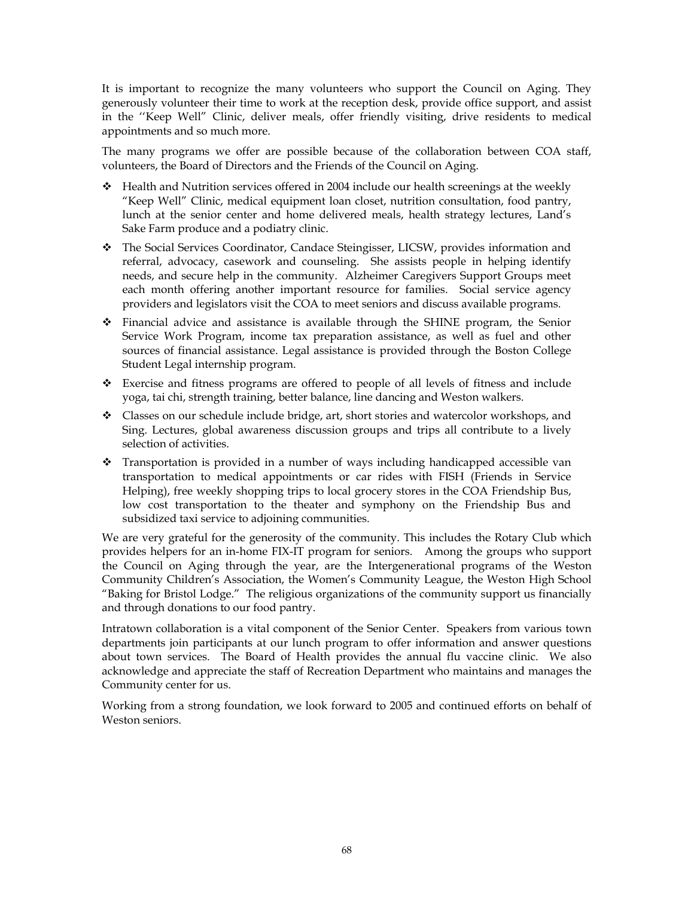It is important to recognize the many volunteers who support the Council on Aging. They generously volunteer their time to work at the reception desk, provide office support, and assist in the ''Keep Well" Clinic, deliver meals, offer friendly visiting, drive residents to medical appointments and so much more.

The many programs we offer are possible because of the collaboration between COA staff, volunteers, the Board of Directors and the Friends of the Council on Aging.

- Health and Nutrition services offered in 2004 include our health screenings at the weekly "Keep Well" Clinic, medical equipment loan closet, nutrition consultation, food pantry, lunch at the senior center and home delivered meals, health strategy lectures, Land's Sake Farm produce and a podiatry clinic.
- The Social Services Coordinator, Candace Steingisser, LICSW, provides information and referral, advocacy, casework and counseling. She assists people in helping identify needs, and secure help in the community. Alzheimer Caregivers Support Groups meet each month offering another important resource for families. Social service agency providers and legislators visit the COA to meet seniors and discuss available programs.
- Financial advice and assistance is available through the SHINE program, the Senior Service Work Program, income tax preparation assistance, as well as fuel and other sources of financial assistance. Legal assistance is provided through the Boston College Student Legal internship program.
- Exercise and fitness programs are offered to people of all levels of fitness and include yoga, tai chi, strength training, better balance, line dancing and Weston walkers.
- Classes on our schedule include bridge, art, short stories and watercolor workshops, and Sing. Lectures, global awareness discussion groups and trips all contribute to a lively selection of activities.
- Transportation is provided in a number of ways including handicapped accessible van transportation to medical appointments or car rides with FISH (Friends in Service Helping), free weekly shopping trips to local grocery stores in the COA Friendship Bus, low cost transportation to the theater and symphony on the Friendship Bus and subsidized taxi service to adjoining communities.

We are very grateful for the generosity of the community. This includes the Rotary Club which provides helpers for an in-home FIX-IT program for seniors. Among the groups who support the Council on Aging through the year, are the Intergenerational programs of the Weston Community Children's Association, the Women's Community League, the Weston High School "Baking for Bristol Lodge." The religious organizations of the community support us financially and through donations to our food pantry.

Intratown collaboration is a vital component of the Senior Center. Speakers from various town departments join participants at our lunch program to offer information and answer questions about town services. The Board of Health provides the annual flu vaccine clinic. We also acknowledge and appreciate the staff of Recreation Department who maintains and manages the Community center for us.

Working from a strong foundation, we look forward to 2005 and continued efforts on behalf of Weston seniors.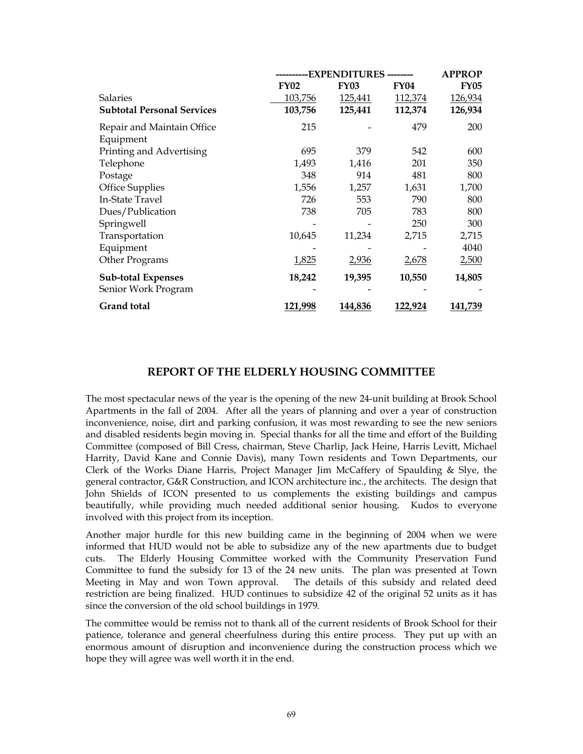| | ----------EXPENDITURES -------- | | | APPROP |
|---|---|---|---|---|
| | **FY02** | **FY03** | **FY04** | **FY05** |
| Salaries | 103,756 | 125,441 | 112,374 | 126,934 |
| **Subtotal Personal Services** | **103,756** | **125,441** | **112,374** | **126,934** |
| Repair and Maintain Office Equipment | 215 | - | 479 | 200 |
| Printing and Advertising | 695 | 379 | 542 | 600 |
| Telephone | 1,493 | 1,416 | 201 | 350 |
| Postage | 348 | 914 | 481 | 800 |
| Office Supplies | 1,556 | 1,257 | 1,631 | 1,700 |
| In-State Travel | 726 | 553 | 790 | 800 |
| Dues/Publication | 738 | 705 | 783 | 800 |
| Springwell | - | - | 250 | 300 |
| Transportation | 10,645 | 11,234 | 2,715 | 2,715 |
| Equipment | - | - | - | 4040 |
| Other Programs | 1,825 | 2,936 | 2,678 | 2,500 |
| **Sub-total Expenses** | **18,242** | **19,395** | **10,550** | **14,805** |
| Senior Work Program | - | - | - | - |
| **Grand total** | **121,998** | **144,836** | **122,924** | **141,739** |

## REPORT OF THE ELDERLY HOUSING COMMITTEE

The most spectacular news of the year is the opening of the new 24-unit building at Brook School Apartments in the fall of 2004. After all the years of planning and over a year of construction inconvenience, noise, dirt and parking confusion, it was most rewarding to see the new seniors and disabled residents begin moving in. Special thanks for all the time and effort of the Building Committee (composed of Bill Cress, chairman, Steve Charlip, Jack Heine, Harris Levitt, Michael Harrity, David Kane and Connie Davis), many Town residents and Town Departments, our Clerk of the Works Diane Harris, Project Manager Jim McCaffery of Spaulding & Slye, the general contractor, G&R Construction, and ICON architecture inc., the architects. The design that John Shields of ICON presented to us complements the existing buildings and campus beautifully, while providing much needed additional senior housing. Kudos to everyone involved with this project from its inception.

Another major hurdle for this new building came in the beginning of 2004 when we were informed that HUD would not be able to subsidize any of the new apartments due to budget cuts. The Elderly Housing Committee worked with the Community Preservation Fund Committee to fund the subsidy for 13 of the 24 new units. The plan was presented at Town Meeting in May and won Town approval. The details of this subsidy and related deed restriction are being finalized. HUD continues to subsidize 42 of the original 52 units as it has since the conversion of the old school buildings in 1979.

The committee would be remiss not to thank all of the current residents of Brook School for their patience, tolerance and general cheerfulness during this entire process. They put up with an enormous amount of disruption and inconvenience during the construction process which we hope they will agree was well worth it in the end.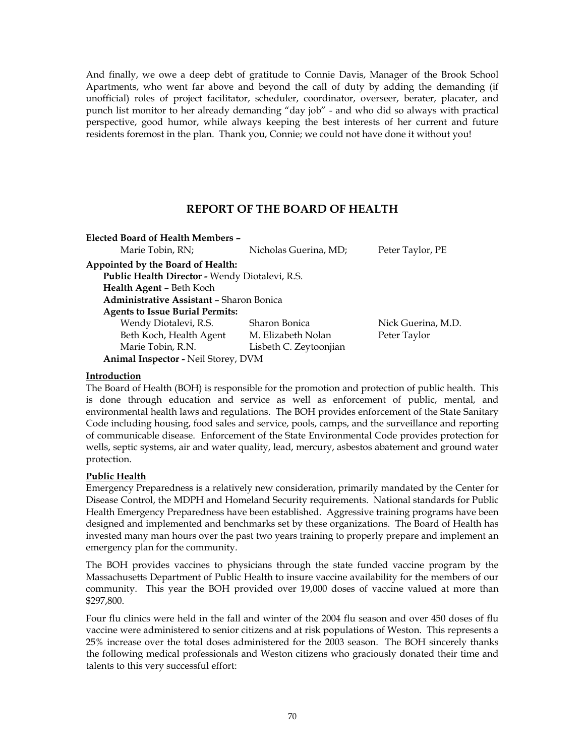And finally, we owe a deep debt of gratitude to Connie Davis, Manager of the Brook School Apartments, who went far above and beyond the call of duty by adding the demanding (if unofficial) roles of project facilitator, scheduler, coordinator, overseer, berater, placater, and punch list monitor to her already demanding "day job" - and who did so always with practical perspective, good humor, while always keeping the best interests of her current and future residents foremost in the plan. Thank you, Connie; we could not have done it without you!

## REPORT OF THE BOARD OF HEALTH

**Elected Board of Health Members –**

| | | |
|---|---|---|
| Marie Tobin, RN; | Nicholas Guerina, MD; | Peter Taylor, PE |

**Appointed by the Board of Health:**

**Public Health Director -** Wendy Diotalevi, R.S.

**Health Agent** – Beth Koch

**Administrative Assistant** – Sharon Bonica

**Agents to Issue Burial Permits:**

| | | |
|---|---|---|
| Wendy Diotalevi, R.S. | Sharon Bonica | Nick Guerina, M.D. |
| Beth Koch, Health Agent | M. Elizabeth Nolan | Peter Taylor |
| Marie Tobin, R.N. | Lisbeth C. Zeytoonjian | |

**Animal Inspector -** Neil Storey, DVM

**Introduction**

The Board of Health (BOH) is responsible for the promotion and protection of public health. This is done through education and service as well as enforcement of public, mental, and environmental health laws and regulations. The BOH provides enforcement of the State Sanitary Code including housing, food sales and service, pools, camps, and the surveillance and reporting of communicable disease. Enforcement of the State Environmental Code provides protection for wells, septic systems, air and water quality, lead, mercury, asbestos abatement and ground water protection.

**Public Health**

Emergency Preparedness is a relatively new consideration, primarily mandated by the Center for Disease Control, the MDPH and Homeland Security requirements. National standards for Public Health Emergency Preparedness have been established. Aggressive training programs have been designed and implemented and benchmarks set by these organizations. The Board of Health has invested many man hours over the past two years training to properly prepare and implement an emergency plan for the community.

The BOH provides vaccines to physicians through the state funded vaccine program by the Massachusetts Department of Public Health to insure vaccine availability for the members of our community. This year the BOH provided over 19,000 doses of vaccine valued at more than $297,800.

Four flu clinics were held in the fall and winter of the 2004 flu season and over 450 doses of flu vaccine were administered to senior citizens and at risk populations of Weston. This represents a 25% increase over the total doses administered for the 2003 season. The BOH sincerely thanks the following medical professionals and Weston citizens who graciously donated their time and talents to this very successful effort: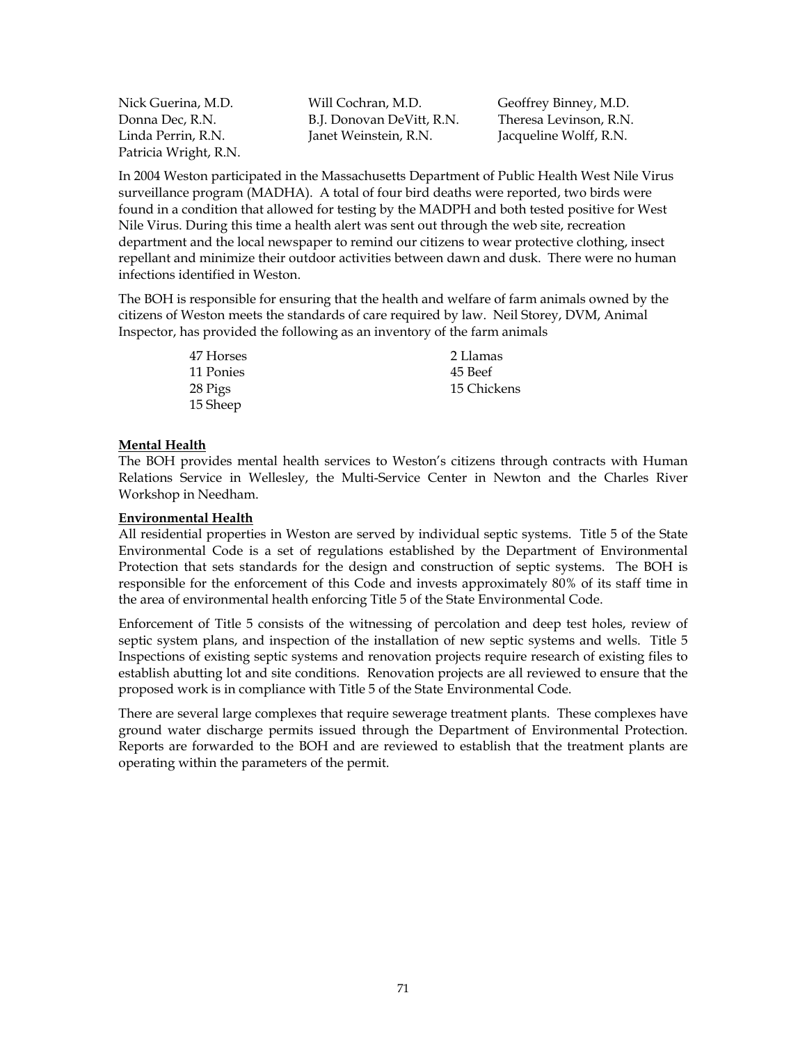| | | |
|---|---|---|
| Nick Guerina, M.D. | Will Cochran, M.D. | Geoffrey Binney, M.D. |
| Donna Dec, R.N. | B.J. Donovan DeVitt, R.N. | Theresa Levinson, R.N. |
| Linda Perrin, R.N. | Janet Weinstein, R.N. | Jacqueline Wolff, R.N. |
| Patricia Wright, R.N. | | |

In 2004 Weston participated in the Massachusetts Department of Public Health West Nile Virus surveillance program (MADHA). A total of four bird deaths were reported, two birds were found in a condition that allowed for testing by the MADPH and both tested positive for West Nile Virus. During this time a health alert was sent out through the web site, recreation department and the local newspaper to remind our citizens to wear protective clothing, insect repellant and minimize their outdoor activities between dawn and dusk. There were no human infections identified in Weston.

The BOH is responsible for ensuring that the health and welfare of farm animals owned by the citizens of Weston meets the standards of care required by law. Neil Storey, DVM, Animal Inspector, has provided the following as an inventory of the farm animals

| | |
|---|---|
| 47 Horses | 2 Llamas |
| 11 Ponies | 45 Beef |
| 28 Pigs | 15 Chickens |
| 15 Sheep | |

**Mental Health**

The BOH provides mental health services to Weston's citizens through contracts with Human Relations Service in Wellesley, the Multi-Service Center in Newton and the Charles River Workshop in Needham.

**Environmental Health**

All residential properties in Weston are served by individual septic systems. Title 5 of the State Environmental Code is a set of regulations established by the Department of Environmental Protection that sets standards for the design and construction of septic systems. The BOH is responsible for the enforcement of this Code and invests approximately 80% of its staff time in the area of environmental health enforcing Title 5 of the State Environmental Code.

Enforcement of Title 5 consists of the witnessing of percolation and deep test holes, review of septic system plans, and inspection of the installation of new septic systems and wells. Title 5 Inspections of existing septic systems and renovation projects require research of existing files to establish abutting lot and site conditions. Renovation projects are all reviewed to ensure that the proposed work is in compliance with Title 5 of the State Environmental Code.

There are several large complexes that require sewerage treatment plants. These complexes have ground water discharge permits issued through the Department of Environmental Protection. Reports are forwarded to the BOH and are reviewed to establish that the treatment plants are operating within the parameters of the permit.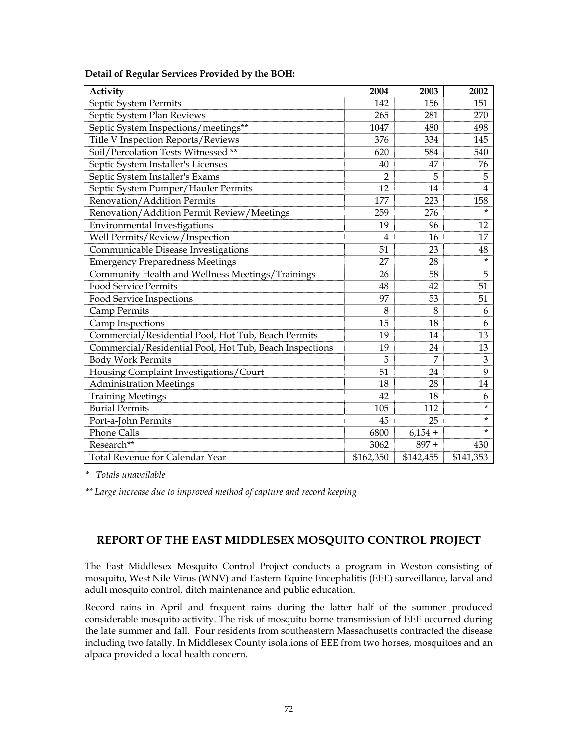**Detail of Regular Services Provided by the BOH:**

| Activity | 2004 | 2003 | 2002 |
|---|---|---|---|
| Septic System Permits | 142 | 156 | 151 |
| Septic System Plan Reviews | 265 | 281 | 270 |
| Septic System Inspections/meetings** | 1047 | 480 | 498 |
| Title V Inspection Reports/Reviews | 376 | 334 | 145 |
| Soil/Percolation Tests Witnessed ** | 620 | 584 | 540 |
| Septic System Installer's Licenses | 40 | 47 | 76 |
| Septic System Installer's Exams | 2 | 5 | 5 |
| Septic System Pumper/Hauler Permits | 12 | 14 | 4 |
| Renovation/Addition Permits | 177 | 223 | 158 |
| Renovation/Addition Permit Review/Meetings | 259 | 276 | * |
| Environmental Investigations | 19 | 96 | 12 |
| Well Permits/Review/Inspection | 4 | 16 | 17 |
| Communicable Disease Investigations | 51 | 23 | 48 |
| Emergency Preparedness Meetings | 27 | 28 | * |
| Community Health and Wellness Meetings/Trainings | 26 | 58 | 5 |
| Food Service Permits | 48 | 42 | 51 |
| Food Service Inspections | 97 | 53 | 51 |
| Camp Permits | 8 | 8 | 6 |
| Camp Inspections | 15 | 18 | 6 |
| Commercial/Residential Pool, Hot Tub, Beach Permits | 19 | 14 | 13 |
| Commercial/Residential Pool, Hot Tub, Beach Inspections | 19 | 24 | 13 |
| Body Work Permits | 5 | 7 | 3 |
| Housing Complaint Investigations/Court | 51 | 24 | 9 |
| Administration Meetings | 18 | 28 | 14 |
| Training Meetings | 42 | 18 | 6 |
| Burial Permits | 105 | 112 | * |
| Port-a-John Permits | 45 | 25 | * |
| Phone Calls | 6800 | 6,154 + | * |
| Research** | 3062 | 897 + | 430 |
| Total Revenue for Calendar Year | $162,350 | $142,455 | $141,353 |

*\* Totals unavailable*

*\*\* Large increase due to improved method of capture and record keeping*

## REPORT OF THE EAST MIDDLESEX MOSQUITO CONTROL PROJECT

The East Middlesex Mosquito Control Project conducts a program in Weston consisting of mosquito, West Nile Virus (WNV) and Eastern Equine Encephalitis (EEE) surveillance, larval and adult mosquito control, ditch maintenance and public education.

Record rains in April and frequent rains during the latter half of the summer produced considerable mosquito activity. The risk of mosquito borne transmission of EEE occurred during the late summer and fall. Four residents from southeastern Massachusetts contracted the disease including two fatally. In Middlesex County isolations of EEE from two horses, mosquitoes and an alpaca provided a local health concern.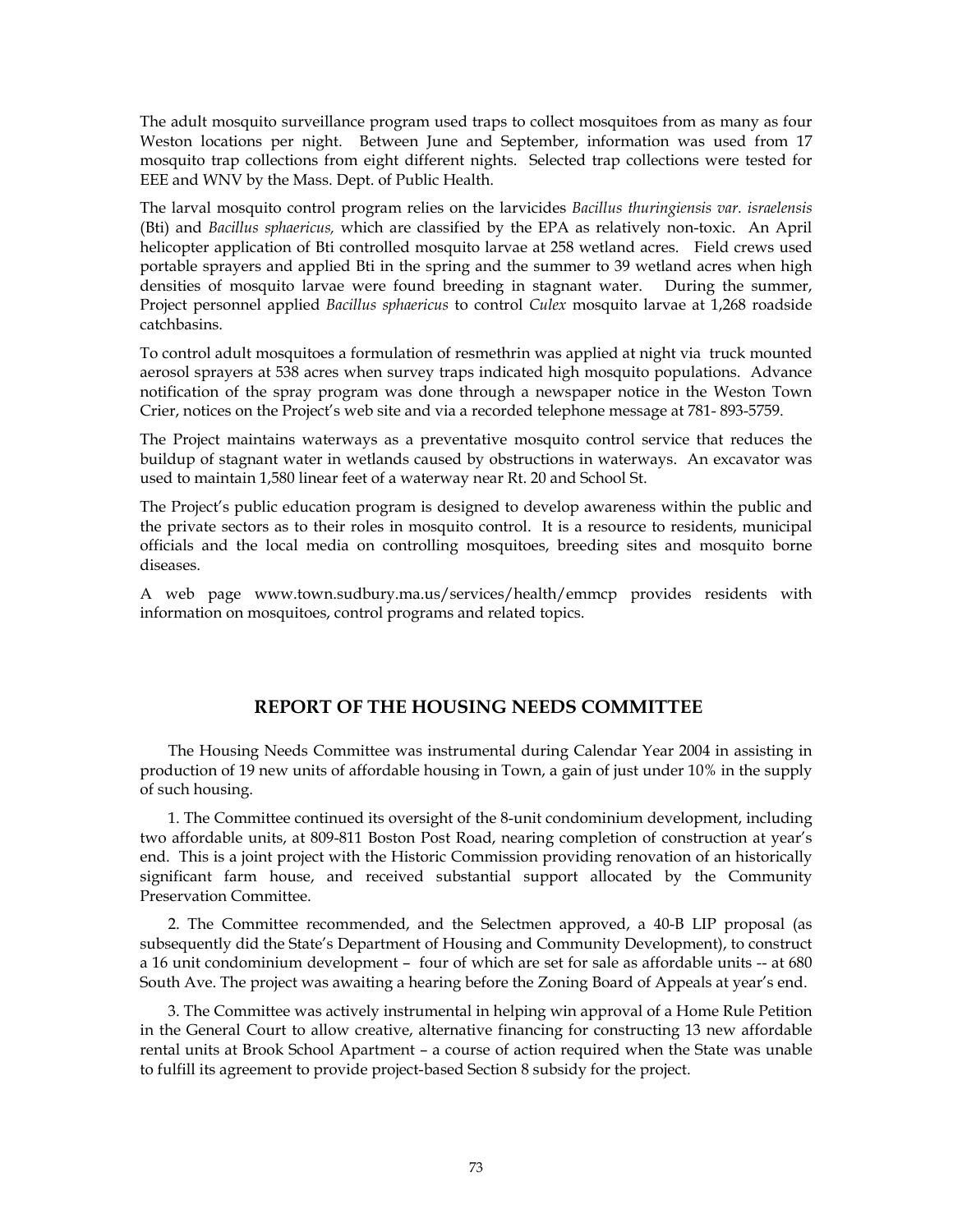The adult mosquito surveillance program used traps to collect mosquitoes from as many as four Weston locations per night. Between June and September, information was used from 17 mosquito trap collections from eight different nights. Selected trap collections were tested for EEE and WNV by the Mass. Dept. of Public Health.

The larval mosquito control program relies on the larvicides *Bacillus thuringiensis var. israelensis* (Bti) and *Bacillus sphaericus,* which are classified by the EPA as relatively non-toxic. An April helicopter application of Bti controlled mosquito larvae at 258 wetland acres. Field crews used portable sprayers and applied Bti in the spring and the summer to 39 wetland acres when high densities of mosquito larvae were found breeding in stagnant water. During the summer, Project personnel applied *Bacillus sphaericus* to control *Culex* mosquito larvae at 1,268 roadside catchbasins.

To control adult mosquitoes a formulation of resmethrin was applied at night via truck mounted aerosol sprayers at 538 acres when survey traps indicated high mosquito populations. Advance notification of the spray program was done through a newspaper notice in the Weston Town Crier, notices on the Project's web site and via a recorded telephone message at 781- 893-5759.

The Project maintains waterways as a preventative mosquito control service that reduces the buildup of stagnant water in wetlands caused by obstructions in waterways. An excavator was used to maintain 1,580 linear feet of a waterway near Rt. 20 and School St.

The Project's public education program is designed to develop awareness within the public and the private sectors as to their roles in mosquito control. It is a resource to residents, municipal officials and the local media on controlling mosquitoes, breeding sites and mosquito borne diseases.

A web page www.town.sudbury.ma.us/services/health/emmcp provides residents with information on mosquitoes, control programs and related topics.

## REPORT OF THE HOUSING NEEDS COMMITTEE

The Housing Needs Committee was instrumental during Calendar Year 2004 in assisting in production of 19 new units of affordable housing in Town, a gain of just under 10% in the supply of such housing.

1. The Committee continued its oversight of the 8-unit condominium development, including two affordable units, at 809-811 Boston Post Road, nearing completion of construction at year's end. This is a joint project with the Historic Commission providing renovation of an historically significant farm house, and received substantial support allocated by the Community Preservation Committee.

2. The Committee recommended, and the Selectmen approved, a 40-B LIP proposal (as subsequently did the State's Department of Housing and Community Development), to construct a 16 unit condominium development – four of which are set for sale as affordable units -- at 680 South Ave. The project was awaiting a hearing before the Zoning Board of Appeals at year's end.

3. The Committee was actively instrumental in helping win approval of a Home Rule Petition in the General Court to allow creative, alternative financing for constructing 13 new affordable rental units at Brook School Apartment – a course of action required when the State was unable to fulfill its agreement to provide project-based Section 8 subsidy for the project.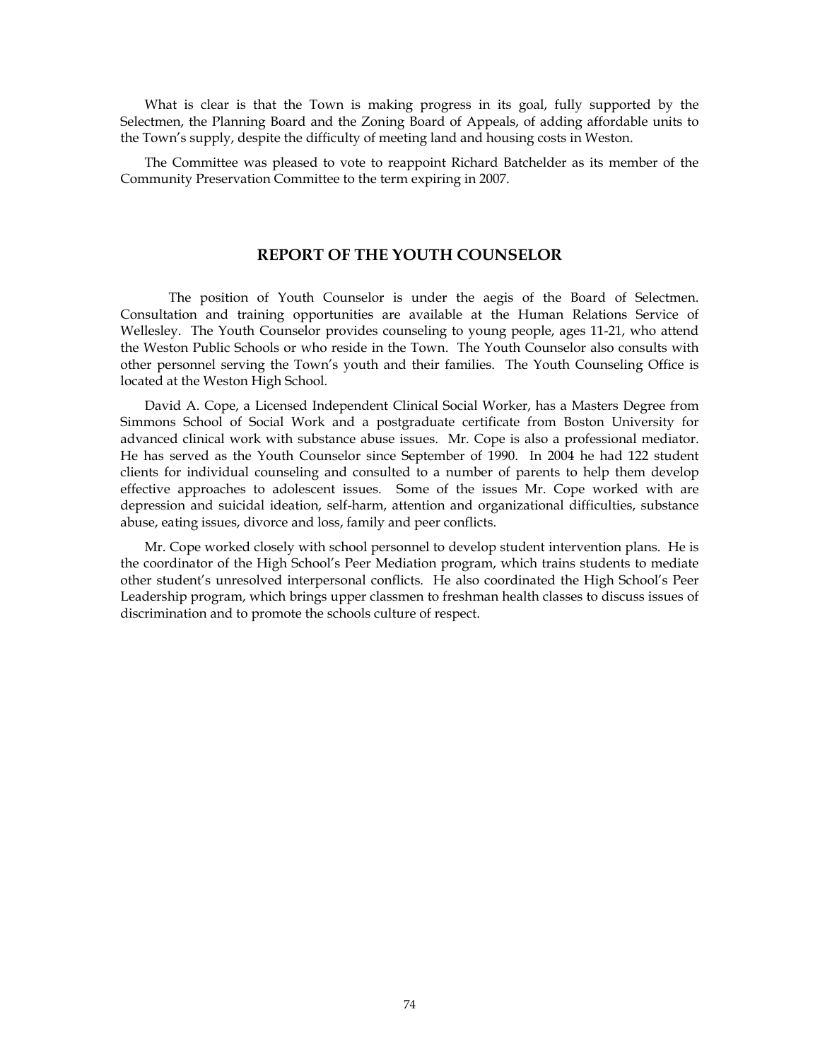What is clear is that the Town is making progress in its goal, fully supported by the Selectmen, the Planning Board and the Zoning Board of Appeals, of adding affordable units to the Town's supply, despite the difficulty of meeting land and housing costs in Weston.

The Committee was pleased to vote to reappoint Richard Batchelder as its member of the Community Preservation Committee to the term expiring in 2007.

## REPORT OF THE YOUTH COUNSELOR

The position of Youth Counselor is under the aegis of the Board of Selectmen. Consultation and training opportunities are available at the Human Relations Service of Wellesley. The Youth Counselor provides counseling to young people, ages 11-21, who attend the Weston Public Schools or who reside in the Town. The Youth Counselor also consults with other personnel serving the Town's youth and their families. The Youth Counseling Office is located at the Weston High School.

David A. Cope, a Licensed Independent Clinical Social Worker, has a Masters Degree from Simmons School of Social Work and a postgraduate certificate from Boston University for advanced clinical work with substance abuse issues. Mr. Cope is also a professional mediator. He has served as the Youth Counselor since September of 1990. In 2004 he had 122 student clients for individual counseling and consulted to a number of parents to help them develop effective approaches to adolescent issues. Some of the issues Mr. Cope worked with are depression and suicidal ideation, self-harm, attention and organizational difficulties, substance abuse, eating issues, divorce and loss, family and peer conflicts.

Mr. Cope worked closely with school personnel to develop student intervention plans. He is the coordinator of the High School's Peer Mediation program, which trains students to mediate other student's unresolved interpersonal conflicts. He also coordinated the High School's Peer Leadership program, which brings upper classmen to freshman health classes to discuss issues of discrimination and to promote the schools culture of respect.